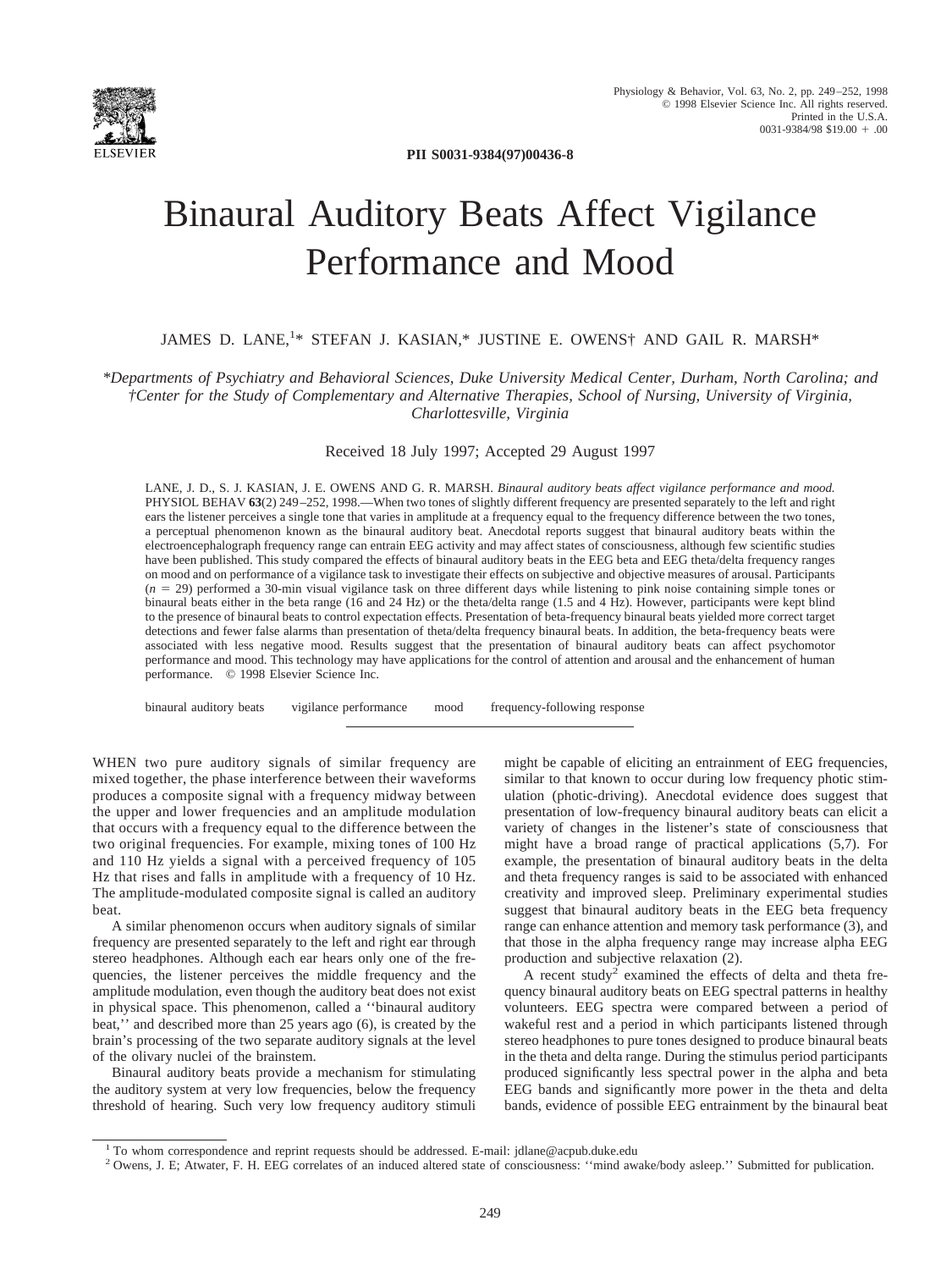PII S0031-9384(97)00436-8

# Binaural Auditory Beats Affect Vigilance Performance and Mood

JAMES D. LANE,[1]* STEFAN J. KASIAN,* JUSTINE E. OWENS† AND GAIL R. MARSH*

*\*Departments of Psychiatry and Behavioral Sciences, Duke University Medical Center, Durham, North Carolina; and †Center for the Study of Complementary and Alternative Therapies, School of Nursing, University of Virginia, Charlottesville, Virginia*

Received 18 July 1997; Accepted 29 August 1997

LANE, J. D., S. J. KASIAN, J. E. OWENS AND G. R. MARSH. *Binaural auditory beats affect vigilance performance and mood.* PHYSIOL BEHAV **63**(2) 249–252, 1998.—When two tones of slightly different frequency are presented separately to the left and right ears the listener perceives a single tone that varies in amplitude at a frequency equal to the frequency difference between the two tones, a perceptual phenomenon known as the binaural auditory beat. Anecdotal reports suggest that binaural auditory beats within the electroencephalograph frequency range can entrain EEG activity and may affect states of consciousness, although few scientific studies have been published. This study compared the effects of binaural auditory beats in the EEG beta and EEG theta/delta frequency ranges on mood and on performance of a vigilance task to investigate their effects on subjective and objective measures of arousal. Participants ($n$ = 29) performed a 30-min visual vigilance task on three different days while listening to pink noise containing simple tones or binaural beats either in the beta range (16 and 24 Hz) or the theta/delta range (1.5 and 4 Hz). However, participants were kept blind to the presence of binaural beats to control expectation effects. Presentation of beta-frequency binaural beats yielded more correct target detections and fewer false alarms than presentation of theta/delta frequency binaural beats. In addition, the beta-frequency beats were associated with less negative mood. Results suggest that the presentation of binaural auditory beats can affect psychomotor performance and mood. This technology may have applications for the control of attention and arousal and the enhancement of human performance. © 1998 Elsevier Science Inc.

binaural auditory beats     vigilance performance     mood     frequency-following response

WHEN two pure auditory signals of similar frequency are mixed together, the phase interference between their waveforms produces a composite signal with a frequency midway between the upper and lower frequencies and an amplitude modulation that occurs with a frequency equal to the difference between the two original frequencies. For example, mixing tones of 100 Hz and 110 Hz yields a signal with a perceived frequency of 105 Hz that rises and falls in amplitude with a frequency of 10 Hz. The amplitude-modulated composite signal is called an auditory beat.

A similar phenomenon occurs when auditory signals of similar frequency are presented separately to the left and right ear through stereo headphones. Although each ear hears only one of the frequencies, the listener perceives the middle frequency and the amplitude modulation, even though the auditory beat does not exist in physical space. This phenomenon, called a ''binaural auditory beat,'' and described more than 25 years ago (6), is created by the brain's processing of the two separate auditory signals at the level of the olivary nuclei of the brainstem.

Binaural auditory beats provide a mechanism for stimulating the auditory system at very low frequencies, below the frequency threshold of hearing. Such very low frequency auditory stimuli might be capable of eliciting an entrainment of EEG frequencies, similar to that known to occur during low frequency photic stimulation (photic-driving). Anecdotal evidence does suggest that presentation of low-frequency binaural auditory beats can elicit a variety of changes in the listener's state of consciousness that might have a broad range of practical applications (5,7). For example, the presentation of binaural auditory beats in the delta and theta frequency ranges is said to be associated with enhanced creativity and improved sleep. Preliminary experimental studies suggest that binaural auditory beats in the EEG beta frequency range can enhance attention and memory task performance (3), and that those in the alpha frequency range may increase alpha EEG production and subjective relaxation (2).

A recent study[2] examined the effects of delta and theta frequency binaural auditory beats on EEG spectral patterns in healthy volunteers. EEG spectra were compared between a period of wakeful rest and a period in which participants listened through stereo headphones to pure tones designed to produce binaural beats in the theta and delta range. During the stimulus period participants produced significantly less spectral power in the alpha and beta EEG bands and significantly more power in the theta and delta bands, evidence of possible EEG entrainment by the binaural beat

[1] To whom correspondence and reprint requests should be addressed. E-mail: jdlane@acpub.duke.edu

[2] Owens, J. E; Atwater, F. H. EEG correlates of an induced altered state of consciousness: ''mind awake/body asleep.'' Submitted for publication.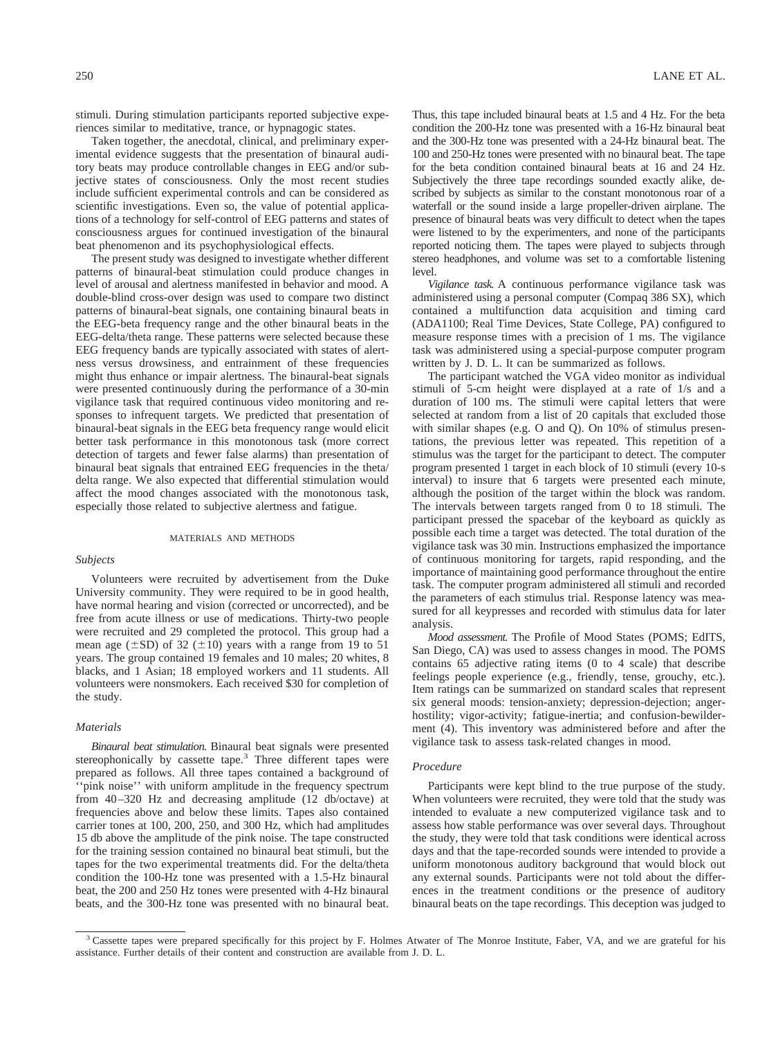stimuli. During stimulation participants reported subjective experiences similar to meditative, trance, or hypnagogic states.

Taken together, the anecdotal, clinical, and preliminary experimental evidence suggests that the presentation of binaural auditory beats may produce controllable changes in EEG and/or subjective states of consciousness. Only the most recent studies include sufficient experimental controls and can be considered as scientific investigations. Even so, the value of potential applications of a technology for self-control of EEG patterns and states of consciousness argues for continued investigation of the binaural beat phenomenon and its psychophysiological effects.

The present study was designed to investigate whether different patterns of binaural-beat stimulation could produce changes in level of arousal and alertness manifested in behavior and mood. A double-blind cross-over design was used to compare two distinct patterns of binaural-beat signals, one containing binaural beats in the EEG-beta frequency range and the other binaural beats in the EEG-delta/theta range. These patterns were selected because these EEG frequency bands are typically associated with states of alertness versus drowsiness, and entrainment of these frequencies might thus enhance or impair alertness. The binaural-beat signals were presented continuously during the performance of a 30-min vigilance task that required continuous video monitoring and responses to infrequent targets. We predicted that presentation of binaural-beat signals in the EEG beta frequency range would elicit better task performance in this monotonous task (more correct detection of targets and fewer false alarms) than presentation of binaural beat signals that entrained EEG frequencies in the theta/delta range. We also expected that differential stimulation would affect the mood changes associated with the monotonous task, especially those related to subjective alertness and fatigue.

## MATERIALS AND METHODS

### Subjects

Volunteers were recruited by advertisement from the Duke University community. They were required to be in good health, have normal hearing and vision (corrected or uncorrected), and be free from acute illness or use of medications. Thirty-two people were recruited and 29 completed the protocol. This group had a mean age ($\pm$SD) of 32 ($\pm$10) years with a range from 19 to 51 years. The group contained 19 females and 10 males; 20 whites, 8 blacks, and 1 Asian; 18 employed workers and 11 students. All volunteers were nonsmokers. Each received \$30 for completion of the study.

### Materials

*Binaural beat stimulation.* Binaural beat signals were presented stereophonically by cassette tape.[3] Three different tapes were prepared as follows. All three tapes contained a background of ''pink noise'' with uniform amplitude in the frequency spectrum from 40–320 Hz and decreasing amplitude (12 db/octave) at frequencies above and below these limits. Tapes also contained carrier tones at 100, 200, 250, and 300 Hz, which had amplitudes 15 db above the amplitude of the pink noise. The tape constructed for the training session contained no binaural beat stimuli, but the tapes for the two experimental treatments did. For the delta/theta condition the 100-Hz tone was presented with a 1.5-Hz binaural beat, the 200 and 250 Hz tones were presented with 4-Hz binaural beats, and the 300-Hz tone was presented with no binaural beat. Thus, this tape included binaural beats at 1.5 and 4 Hz. For the beta condition the 200-Hz tone was presented with a 16-Hz binaural beat and the 300-Hz tone was presented with a 24-Hz binaural beat. The 100 and 250-Hz tones were presented with no binaural beat. The tape for the beta condition contained binaural beats at 16 and 24 Hz. Subjectively the three tape recordings sounded exactly alike, described by subjects as similar to the constant monotonous roar of a waterfall or the sound inside a large propeller-driven airplane. The presence of binaural beats was very difficult to detect when the tapes were listened to by the experimenters, and none of the participants reported noticing them. The tapes were played to subjects through stereo headphones, and volume was set to a comfortable listening level.

*Vigilance task.* A continuous performance vigilance task was administered using a personal computer (Compaq 386 SX), which contained a multifunction data acquisition and timing card (ADA1100; Real Time Devices, State College, PA) configured to measure response times with a precision of 1 ms. The vigilance task was administered using a special-purpose computer program written by J. D. L. It can be summarized as follows.

The participant watched the VGA video monitor as individual stimuli of 5-cm height were displayed at a rate of 1/s and a duration of 100 ms. The stimuli were capital letters that were selected at random from a list of 20 capitals that excluded those with similar shapes (e.g. O and Q). On 10% of stimulus presentations, the previous letter was repeated. This repetition of a stimulus was the target for the participant to detect. The computer program presented 1 target in each block of 10 stimuli (every 10-s interval) to insure that 6 targets were presented each minute, although the position of the target within the block was random. The intervals between targets ranged from 0 to 18 stimuli. The participant pressed the spacebar of the keyboard as quickly as possible each time a target was detected. The total duration of the vigilance task was 30 min. Instructions emphasized the importance of continuous monitoring for targets, rapid responding, and the importance of maintaining good performance throughout the entire task. The computer program administered all stimuli and recorded the parameters of each stimulus trial. Response latency was measured for all keypresses and recorded with stimulus data for later analysis.

*Mood assessment.* The Profile of Mood States (POMS; EdITS, San Diego, CA) was used to assess changes in mood. The POMS contains 65 adjective rating items (0 to 4 scale) that describe feelings people experience (e.g., friendly, tense, grouchy, etc.). Item ratings can be summarized on standard scales that represent six general moods: tension-anxiety; depression-dejection; anger-hostility; vigor-activity; fatigue-inertia; and confusion-bewilderment (4). This inventory was administered before and after the vigilance task to assess task-related changes in mood.

### Procedure

Participants were kept blind to the true purpose of the study. When volunteers were recruited, they were told that the study was intended to evaluate a new computerized vigilance task and to assess how stable performance was over several days. Throughout the study, they were told that task conditions were identical across days and that the tape-recorded sounds were intended to provide a uniform monotonous auditory background that would block out any external sounds. Participants were not told about the differences in the treatment conditions or the presence of auditory binaural beats on the tape recordings. This deception was judged to

[3] Cassette tapes were prepared specifically for this project by F. Holmes Atwater of The Monroe Institute, Faber, VA, and we are grateful for his assistance. Further details of their content and construction are available from J. D. L.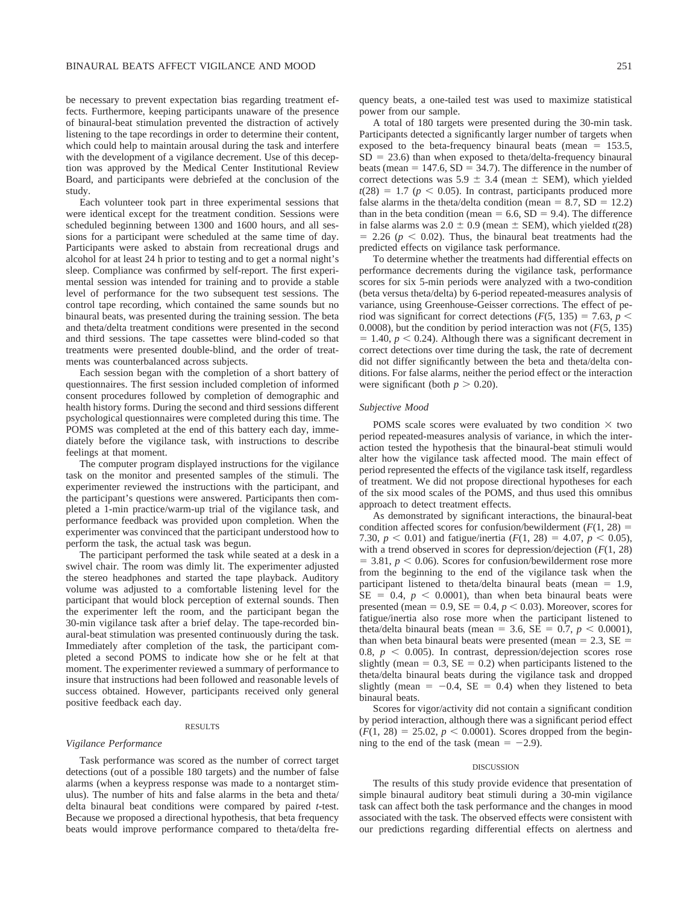be necessary to prevent expectation bias regarding treatment effects. Furthermore, keeping participants unaware of the presence of binaural-beat stimulation prevented the distraction of actively listening to the tape recordings in order to determine their content, which could help to maintain arousal during the task and interfere with the development of a vigilance decrement. Use of this deception was approved by the Medical Center Institutional Review Board, and participants were debriefed at the conclusion of the study.

Each volunteer took part in three experimental sessions that were identical except for the treatment condition. Sessions were scheduled beginning between 1300 and 1600 hours, and all sessions for a participant were scheduled at the same time of day. Participants were asked to abstain from recreational drugs and alcohol for at least 24 h prior to testing and to get a normal night's sleep. Compliance was confirmed by self-report. The first experimental session was intended for training and to provide a stable level of performance for the two subsequent test sessions. The control tape recording, which contained the same sounds but no binaural beats, was presented during the training session. The beta and theta/delta treatment conditions were presented in the second and third sessions. The tape cassettes were blind-coded so that treatments were presented double-blind, and the order of treatments was counterbalanced across subjects.

Each session began with the completion of a short battery of questionnaires. The first session included completion of informed consent procedures followed by completion of demographic and health history forms. During the second and third sessions different psychological questionnaires were completed during this time. The POMS was completed at the end of this battery each day, immediately before the vigilance task, with instructions to describe feelings at that moment.

The computer program displayed instructions for the vigilance task on the monitor and presented samples of the stimuli. The experimenter reviewed the instructions with the participant, and the participant's questions were answered. Participants then completed a 1-min practice/warm-up trial of the vigilance task, and performance feedback was provided upon completion. When the experimenter was convinced that the participant understood how to perform the task, the actual task was begun.

The participant performed the task while seated at a desk in a swivel chair. The room was dimly lit. The experimenter adjusted the stereo headphones and started the tape playback. Auditory volume was adjusted to a comfortable listening level for the participant that would block perception of external sounds. Then the experimenter left the room, and the participant began the 30-min vigilance task after a brief delay. The tape-recorded binaural-beat stimulation was presented continuously during the task. Immediately after completion of the task, the participant completed a second POMS to indicate how she or he felt at that moment. The experimenter reviewed a summary of performance to insure that instructions had been followed and reasonable levels of success obtained. However, participants received only general positive feedback each day.

## RESULTS

### *Vigilance Performance*

Task performance was scored as the number of correct target detections (out of a possible 180 targets) and the number of false alarms (when a keypress response was made to a nontarget stimulus). The number of hits and false alarms in the beta and theta/delta binaural beat conditions were compared by paired *t*-test. Because we proposed a directional hypothesis, that beta frequency beats would improve performance compared to theta/delta frequency beats, a one-tailed test was used to maximize statistical power from our sample.

A total of 180 targets were presented during the 30-min task. Participants detected a significantly larger number of targets when exposed to the beta-frequency binaural beats (mean = 153.5, SD = 23.6) than when exposed to theta/delta-frequency binaural beats (mean = 147.6, SD = 34.7). The difference in the number of correct detections was 5.9 ± 3.4 (mean ± SEM), which yielded $t(28) = 1.7$ ($p < 0.05$). In contrast, participants produced more false alarms in the theta/delta condition (mean = 8.7, SD = 12.2) than in the beta condition (mean = 6.6, SD = 9.4). The difference in false alarms was 2.0 ± 0.9 (mean ± SEM), which yielded $t(28) = 2.26$ ($p < 0.02$). Thus, the binaural beat treatments had the predicted effects on vigilance task performance.

To determine whether the treatments had differential effects on performance decrements during the vigilance task, performance scores for six 5-min periods were analyzed with a two-condition (beta versus theta/delta) by 6-period repeated-measures analysis of variance, using Greenhouse-Geisser corrections. The effect of period was significant for correct detections ($F(5, 135) = 7.63$, $p < 0.0008$), but the condition by period interaction was not ($F(5, 135) = 1.40$, $p < 0.24$). Although there was a significant decrement in correct detections over time during the task, the rate of decrement did not differ significantly between the beta and theta/delta conditions. For false alarms, neither the period effect or the interaction were significant (both $p > 0.20$).

### *Subjective Mood*

POMS scale scores were evaluated by two condition × two period repeated-measures analysis of variance, in which the interaction tested the hypothesis that the binaural-beat stimuli would alter how the vigilance task affected mood. The main effect of period represented the effects of the vigilance task itself, regardless of treatment. We did not propose directional hypotheses for each of the six mood scales of the POMS, and thus used this omnibus approach to detect treatment effects.

As demonstrated by significant interactions, the binaural-beat condition affected scores for confusion/bewilderment ($F(1, 28) = 7.30$, $p < 0.01$) and fatigue/inertia ($F(1, 28) = 4.07$, $p < 0.05$), with a trend observed in scores for depression/dejection ($F(1, 28) = 3.81$, $p < 0.06$). Scores for confusion/bewilderment rose more from the beginning to the end of the vigilance task when the participant listened to theta/delta binaural beats (mean = 1.9, SE = 0.4, $p < 0.0001$), than when beta binaural beats were presented (mean = 0.9, SE = 0.4, $p < 0.03$). Moreover, scores for fatigue/inertia also rose more when the participant listened to theta/delta binaural beats (mean = 3.6, SE = 0.7, $p < 0.0001$), than when beta binaural beats were presented (mean = 2.3, SE = 0.8, $p < 0.005$). In contrast, depression/dejection scores rose slightly (mean = 0.3, SE = 0.2) when participants listened to the theta/delta binaural beats during the vigilance task and dropped slightly (mean = −0.4, SE = 0.4) when they listened to beta binaural beats.

Scores for vigor/activity did not contain a significant condition by period interaction, although there was a significant period effect ($F(1, 28) = 25.02$, $p < 0.0001$). Scores dropped from the beginning to the end of the task (mean = −2.9).

## DISCUSSION

The results of this study provide evidence that presentation of simple binaural auditory beat stimuli during a 30-min vigilance task can affect both the task performance and the changes in mood associated with the task. The observed effects were consistent with our predictions regarding differential effects on alertness and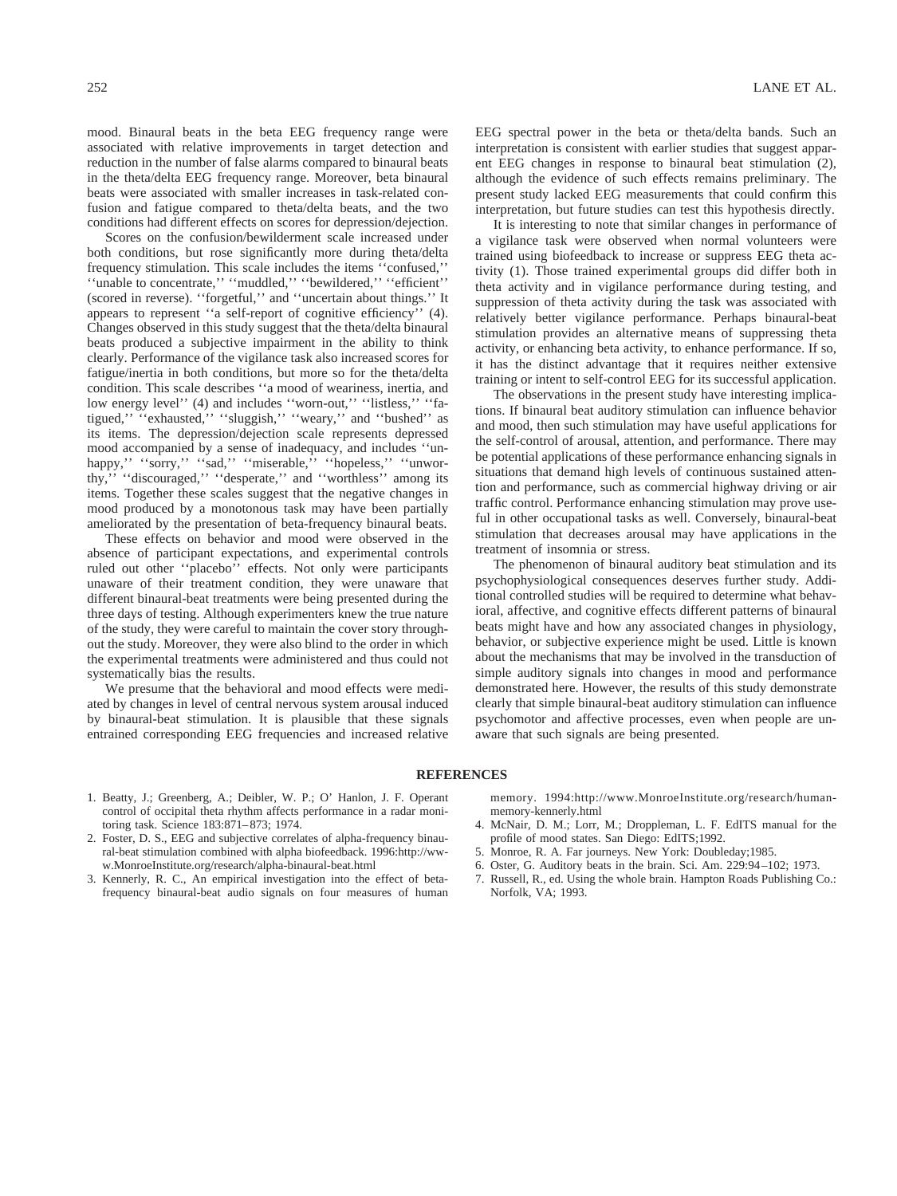mood. Binaural beats in the beta EEG frequency range were associated with relative improvements in target detection and reduction in the number of false alarms compared to binaural beats in the theta/delta EEG frequency range. Moreover, beta binaural beats were associated with smaller increases in task-related confusion and fatigue compared to theta/delta beats, and the two conditions had different effects on scores for depression/dejection.

Scores on the confusion/bewilderment scale increased under both conditions, but rose significantly more during theta/delta frequency stimulation. This scale includes the items ''confused,'' ''unable to concentrate,'' ''muddled,'' ''bewildered,'' ''efficient'' (scored in reverse). ''forgetful,'' and ''uncertain about things.'' It appears to represent ''a self-report of cognitive efficiency'' (4). Changes observed in this study suggest that the theta/delta binaural beats produced a subjective impairment in the ability to think clearly. Performance of the vigilance task also increased scores for fatigue/inertia in both conditions, but more so for the theta/delta condition. This scale describes ''a mood of weariness, inertia, and low energy level'' (4) and includes ''worn-out,'' ''listless,'' ''fatigued,'' ''exhausted,'' ''sluggish,'' ''weary,'' and ''bushed'' as its items. The depression/dejection scale represents depressed mood accompanied by a sense of inadequacy, and includes ''unhappy,'' ''sorry,'' ''sad,'' ''miserable,'' ''hopeless,'' ''unworthy,'' ''discouraged,'' ''desperate,'' and ''worthless'' among its items. Together these scales suggest that the negative changes in mood produced by a monotonous task may have been partially ameliorated by the presentation of beta-frequency binaural beats.

These effects on behavior and mood were observed in the absence of participant expectations, and experimental controls ruled out other ''placebo'' effects. Not only were participants unaware of their treatment condition, they were unaware that different binaural-beat treatments were being presented during the three days of testing. Although experimenters knew the true nature of the study, they were careful to maintain the cover story throughout the study. Moreover, they were also blind to the order in which the experimental treatments were administered and thus could not systematically bias the results.

We presume that the behavioral and mood effects were mediated by changes in level of central nervous system arousal induced by binaural-beat stimulation. It is plausible that these signals entrained corresponding EEG frequencies and increased relative EEG spectral power in the beta or theta/delta bands. Such an interpretation is consistent with earlier studies that suggest apparent EEG changes in response to binaural beat stimulation (2), although the evidence of such effects remains preliminary. The present study lacked EEG measurements that could confirm this interpretation, but future studies can test this hypothesis directly.

It is interesting to note that similar changes in performance of a vigilance task were observed when normal volunteers were trained using biofeedback to increase or suppress EEG theta activity (1). Those trained experimental groups did differ both in theta activity and in vigilance performance during testing, and suppression of theta activity during the task was associated with relatively better vigilance performance. Perhaps binaural-beat stimulation provides an alternative means of suppressing theta activity, or enhancing beta activity, to enhance performance. If so, it has the distinct advantage that it requires neither extensive training or intent to self-control EEG for its successful application.

The observations in the present study have interesting implications. If binaural beat auditory stimulation can influence behavior and mood, then such stimulation may have useful applications for the self-control of arousal, attention, and performance. There may be potential applications of these performance enhancing signals in situations that demand high levels of continuous sustained attention and performance, such as commercial highway driving or air traffic control. Performance enhancing stimulation may prove useful in other occupational tasks as well. Conversely, binaural-beat stimulation that decreases arousal may have applications in the treatment of insomnia or stress.

The phenomenon of binaural auditory beat stimulation and its psychophysiological consequences deserves further study. Additional controlled studies will be required to determine what behavioral, affective, and cognitive effects different patterns of binaural beats might have and how any associated changes in physiology, behavior, or subjective experience might be used. Little is known about the mechanisms that may be involved in the transduction of simple auditory signals into changes in mood and performance demonstrated here. However, the results of this study demonstrate clearly that simple binaural-beat auditory stimulation can influence psychomotor and affective processes, even when people are unaware that such signals are being presented.

## REFERENCES

1. Beatty, J.; Greenberg, A.; Deibler, W. P.; O' Hanlon, J. F. Operant control of occipital theta rhythm affects performance in a radar monitoring task. Science 183:871–873; 1974.
2. Foster, D. S., EEG and subjective correlates of alpha-frequency binaural-beat stimulation combined with alpha biofeedback. 1996:http://www.MonroeInstitute.org/research/alpha-binaural-beat.html
3. Kennerly, R. C., An empirical investigation into the effect of beta-frequency binaural-beat audio signals on four measures of human memory. 1994:http://www.MonroeInstitute.org/research/human-memory-kennerly.html
4. McNair, D. M.; Lorr, M.; Droppleman, L. F. EdITS manual for the profile of mood states. San Diego: EdITS;1992.
5. Monroe, R. A. Far journeys. New York: Doubleday;1985.
6. Oster, G. Auditory beats in the brain. Sci. Am. 229:94–102; 1973.
7. Russell, R., ed. Using the whole brain. Hampton Roads Publishing Co.: Norfolk, VA; 1993.